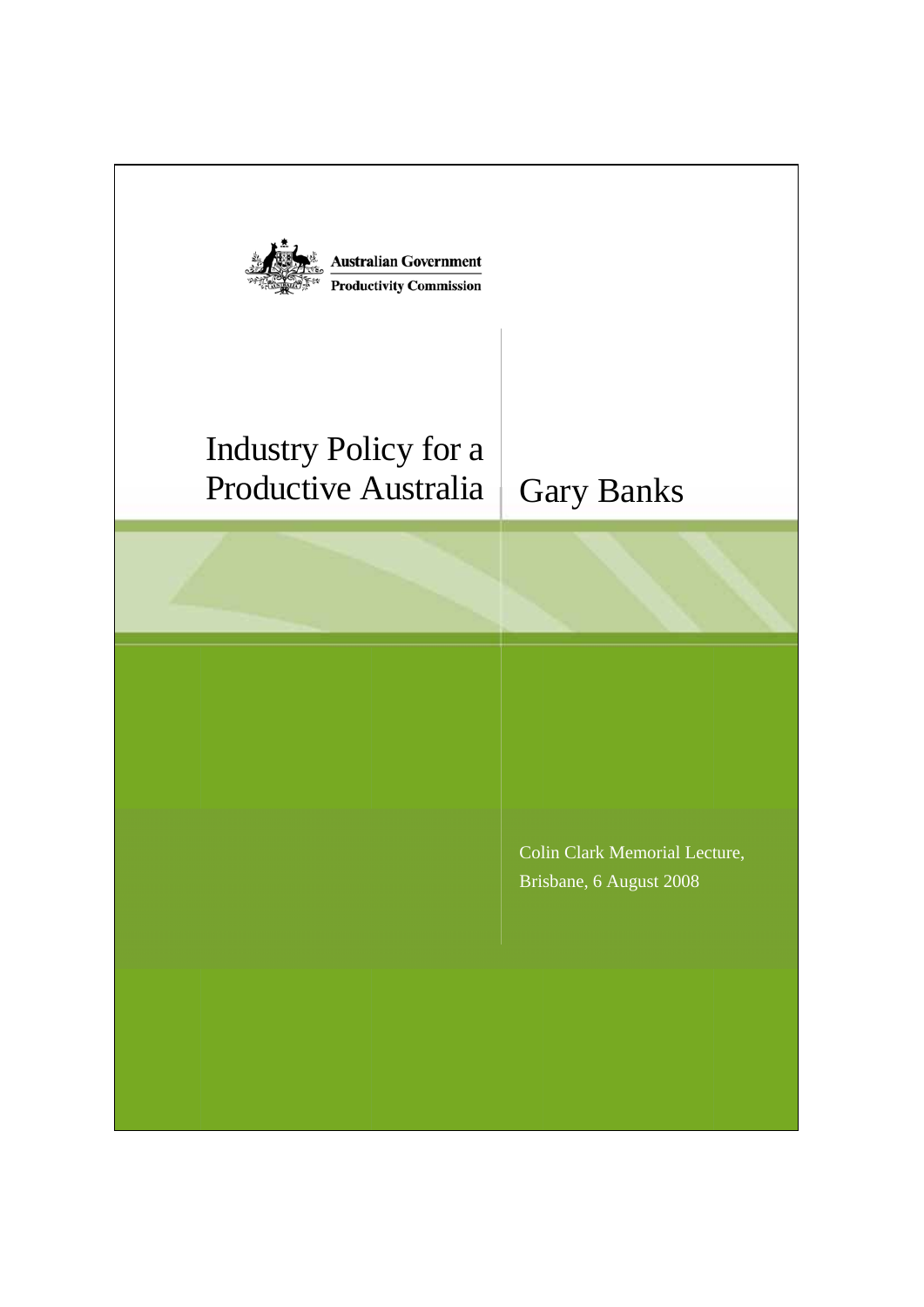Australian Government

Productivity Commission

# Industry Policy for a Productive Australia

## Gary Banks

Colin Clark Memorial Lecture,
Brisbane, 6 August 2008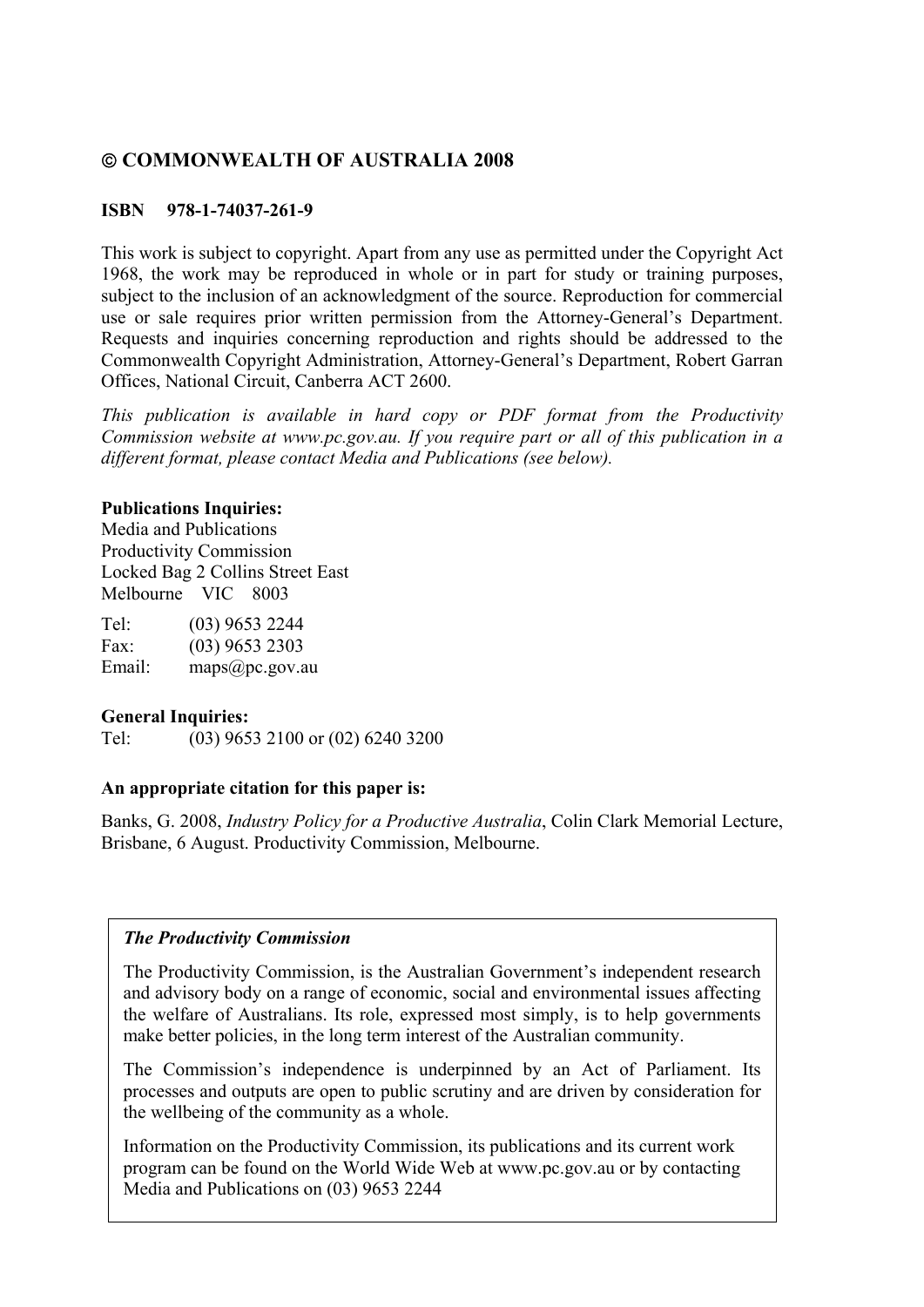**© COMMONWEALTH OF AUSTRALIA 2008**

**ISBN 978-1-74037-261-9**

This work is subject to copyright. Apart from any use as permitted under the Copyright Act 1968, the work may be reproduced in whole or in part for study or training purposes, subject to the inclusion of an acknowledgment of the source. Reproduction for commercial use or sale requires prior written permission from the Attorney-General's Department. Requests and inquiries concerning reproduction and rights should be addressed to the Commonwealth Copyright Administration, Attorney-General's Department, Robert Garran Offices, National Circuit, Canberra ACT 2600.

*This publication is available in hard copy or PDF format from the Productivity Commission website at www.pc.gov.au. If you require part or all of this publication in a different format, please contact Media and Publications (see below).*

**Publications Inquiries:**
Media and Publications
Productivity Commission
Locked Bag 2 Collins Street East
Melbourne VIC 8003

Tel: (03) 9653 2244
Fax: (03) 9653 2303
Email: maps@pc.gov.au

**General Inquiries:**
Tel: (03) 9653 2100 or (02) 6240 3200

**An appropriate citation for this paper is:**

Banks, G. 2008, *Industry Policy for a Productive Australia*, Colin Clark Memorial Lecture, Brisbane, 6 August. Productivity Commission, Melbourne.

***The Productivity Commission***

The Productivity Commission, is the Australian Government's independent research and advisory body on a range of economic, social and environmental issues affecting the welfare of Australians. Its role, expressed most simply, is to help governments make better policies, in the long term interest of the Australian community.

The Commission's independence is underpinned by an Act of Parliament. Its processes and outputs are open to public scrutiny and are driven by consideration for the wellbeing of the community as a whole.

Information on the Productivity Commission, its publications and its current work program can be found on the World Wide Web at www.pc.gov.au or by contacting Media and Publications on (03) 9653 2244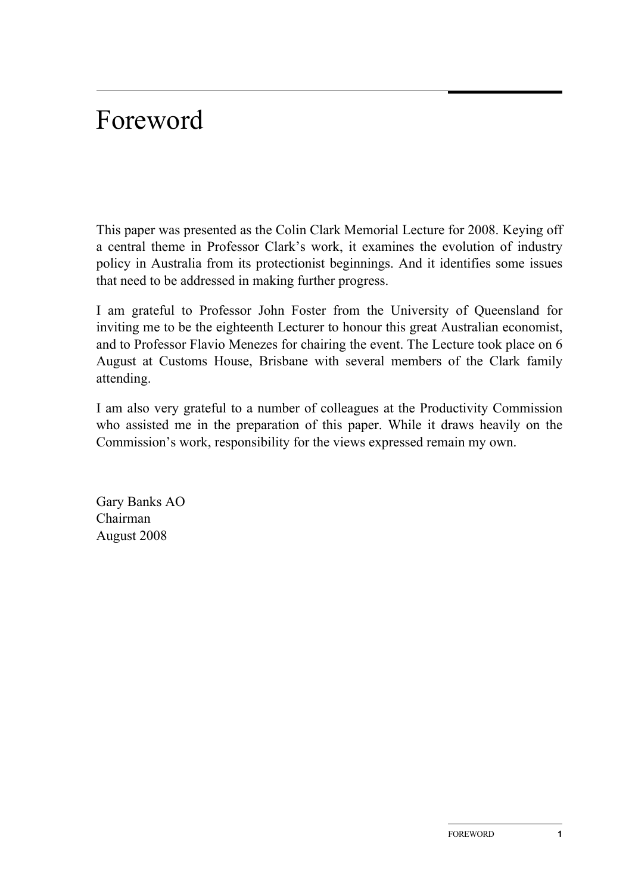# Foreword

This paper was presented as the Colin Clark Memorial Lecture for 2008. Keying off a central theme in Professor Clark's work, it examines the evolution of industry policy in Australia from its protectionist beginnings. And it identifies some issues that need to be addressed in making further progress.

I am grateful to Professor John Foster from the University of Queensland for inviting me to be the eighteenth Lecturer to honour this great Australian economist, and to Professor Flavio Menezes for chairing the event. The Lecture took place on 6 August at Customs House, Brisbane with several members of the Clark family attending.

I am also very grateful to a number of colleagues at the Productivity Commission who assisted me in the preparation of this paper. While it draws heavily on the Commission's work, responsibility for the views expressed remain my own.

Gary Banks AO
Chairman
August 2008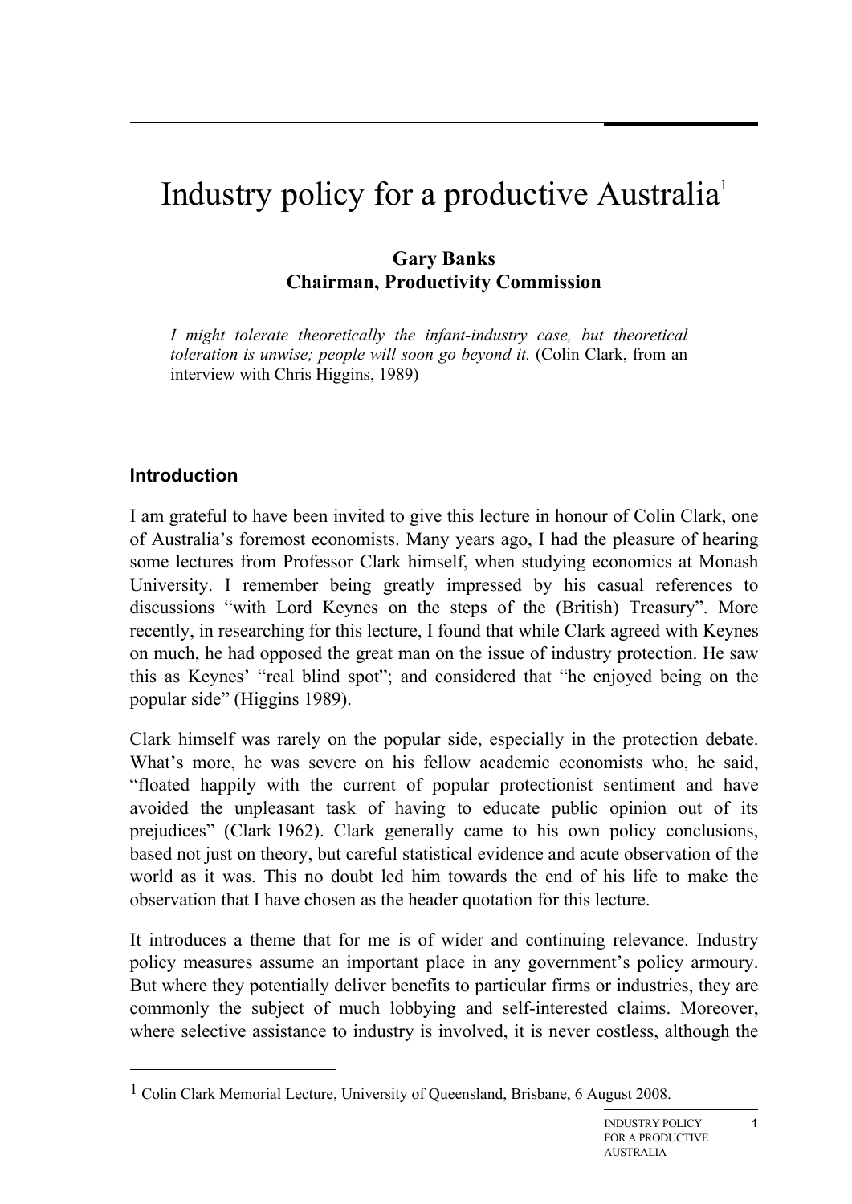# Industry policy for a productive Australia[1]

**Gary Banks**
**Chairman, Productivity Commission**

*I might tolerate theoretically the infant-industry case, but theoretical toleration is unwise; people will soon go beyond it.* (Colin Clark, from an interview with Chris Higgins, 1989)

## Introduction

I am grateful to have been invited to give this lecture in honour of Colin Clark, one of Australia's foremost economists. Many years ago, I had the pleasure of hearing some lectures from Professor Clark himself, when studying economics at Monash University. I remember being greatly impressed by his casual references to discussions "with Lord Keynes on the steps of the (British) Treasury". More recently, in researching for this lecture, I found that while Clark agreed with Keynes on much, he had opposed the great man on the issue of industry protection. He saw this as Keynes' "real blind spot"; and considered that "he enjoyed being on the popular side" (Higgins 1989).

Clark himself was rarely on the popular side, especially in the protection debate. What's more, he was severe on his fellow academic economists who, he said, "floated happily with the current of popular protectionist sentiment and have avoided the unpleasant task of having to educate public opinion out of its prejudices" (Clark 1962). Clark generally came to his own policy conclusions, based not just on theory, but careful statistical evidence and acute observation of the world as it was. This no doubt led him towards the end of his life to make the observation that I have chosen as the header quotation for this lecture.

It introduces a theme that for me is of wider and continuing relevance. Industry policy measures assume an important place in any government's policy armoury. But where they potentially deliver benefits to particular firms or industries, they are commonly the subject of much lobbying and self-interested claims. Moreover, where selective assistance to industry is involved, it is never costless, although the

---

[1] Colin Clark Memorial Lecture, University of Queensland, Brisbane, 6 August 2008.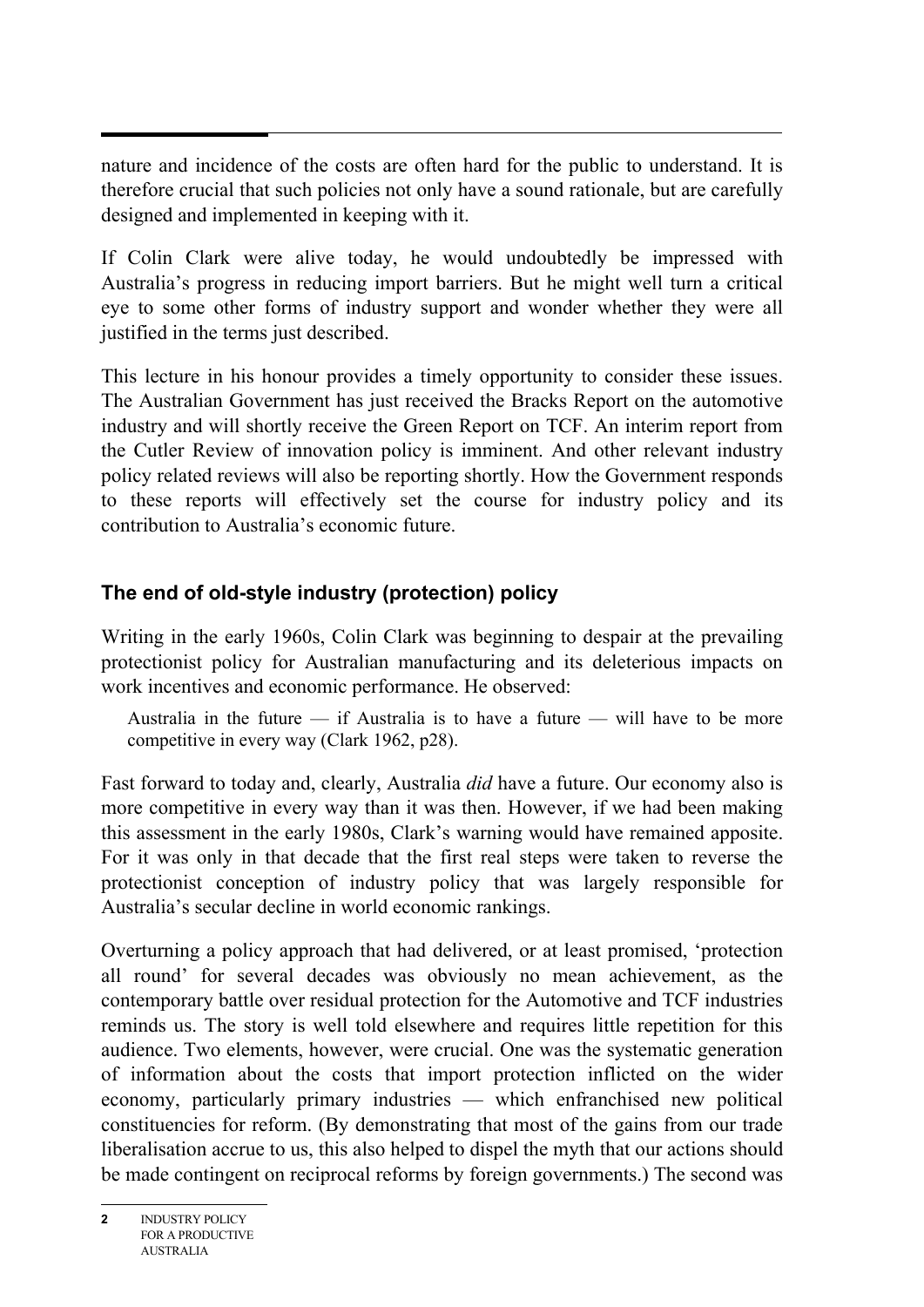nature and incidence of the costs are often hard for the public to understand. It is therefore crucial that such policies not only have a sound rationale, but are carefully designed and implemented in keeping with it.

If Colin Clark were alive today, he would undoubtedly be impressed with Australia's progress in reducing import barriers. But he might well turn a critical eye to some other forms of industry support and wonder whether they were all justified in the terms just described.

This lecture in his honour provides a timely opportunity to consider these issues. The Australian Government has just received the Bracks Report on the automotive industry and will shortly receive the Green Report on TCF. An interim report from the Cutler Review of innovation policy is imminent. And other relevant industry policy related reviews will also be reporting shortly. How the Government responds to these reports will effectively set the course for industry policy and its contribution to Australia's economic future.

## The end of old-style industry (protection) policy

Writing in the early 1960s, Colin Clark was beginning to despair at the prevailing protectionist policy for Australian manufacturing and its deleterious impacts on work incentives and economic performance. He observed:

> Australia in the future — if Australia is to have a future — will have to be more competitive in every way (Clark 1962, p28).

Fast forward to today and, clearly, Australia *did* have a future. Our economy also is more competitive in every way than it was then. However, if we had been making this assessment in the early 1980s, Clark's warning would have remained apposite. For it was only in that decade that the first real steps were taken to reverse the protectionist conception of industry policy that was largely responsible for Australia's secular decline in world economic rankings.

Overturning a policy approach that had delivered, or at least promised, 'protection all round' for several decades was obviously no mean achievement, as the contemporary battle over residual protection for the Automotive and TCF industries reminds us. The story is well told elsewhere and requires little repetition for this audience. Two elements, however, were crucial. One was the systematic generation of information about the costs that import protection inflicted on the wider economy, particularly primary industries — which enfranchised new political constituencies for reform. (By demonstrating that most of the gains from our trade liberalisation accrue to us, this also helped to dispel the myth that our actions should be made contingent on reciprocal reforms by foreign governments.) The second was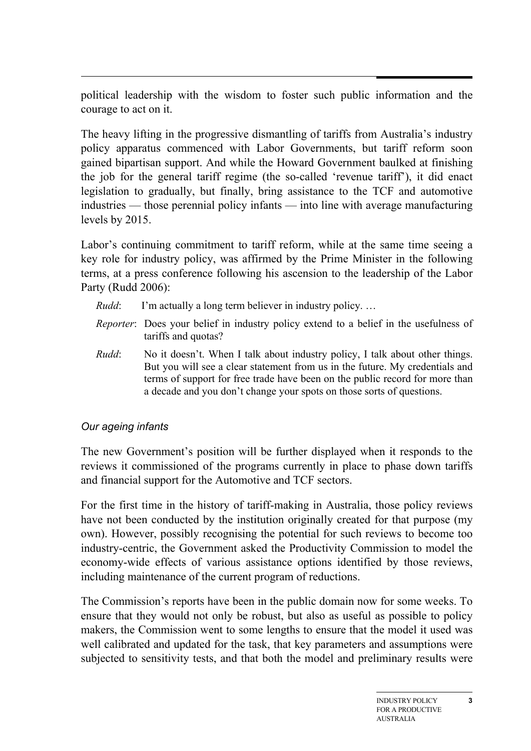political leadership with the wisdom to foster such public information and the courage to act on it.

The heavy lifting in the progressive dismantling of tariffs from Australia's industry policy apparatus commenced with Labor Governments, but tariff reform soon gained bipartisan support. And while the Howard Government baulked at finishing the job for the general tariff regime (the so-called 'revenue tariff'), it did enact legislation to gradually, but finally, bring assistance to the TCF and automotive industries — those perennial policy infants — into line with average manufacturing levels by 2015.

Labor's continuing commitment to tariff reform, while at the same time seeing a key role for industry policy, was affirmed by the Prime Minister in the following terms, at a press conference following his ascension to the leadership of the Labor Party (Rudd 2006):

> *Rudd*: I'm actually a long term believer in industry policy. …
>
> *Reporter*: Does your belief in industry policy extend to a belief in the usefulness of tariffs and quotas?
>
> *Rudd*: No it doesn't. When I talk about industry policy, I talk about other things. But you will see a clear statement from us in the future. My credentials and terms of support for free trade have been on the public record for more than a decade and you don't change your spots on those sorts of questions.

### *Our ageing infants*

The new Government's position will be further displayed when it responds to the reviews it commissioned of the programs currently in place to phase down tariffs and financial support for the Automotive and TCF sectors.

For the first time in the history of tariff-making in Australia, those policy reviews have not been conducted by the institution originally created for that purpose (my own). However, possibly recognising the potential for such reviews to become too industry-centric, the Government asked the Productivity Commission to model the economy-wide effects of various assistance options identified by those reviews, including maintenance of the current program of reductions.

The Commission's reports have been in the public domain now for some weeks. To ensure that they would not only be robust, but also as useful as possible to policy makers, the Commission went to some lengths to ensure that the model it used was well calibrated and updated for the task, that key parameters and assumptions were subjected to sensitivity tests, and that both the model and preliminary results were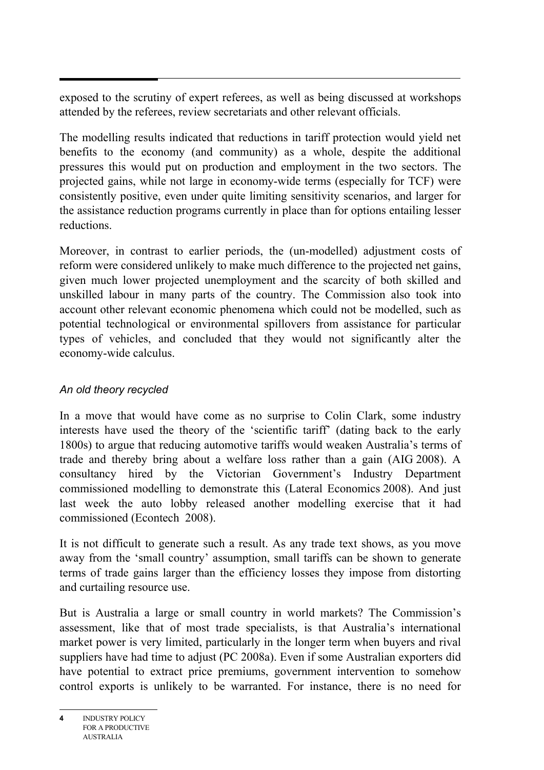exposed to the scrutiny of expert referees, as well as being discussed at workshops attended by the referees, review secretariats and other relevant officials.

The modelling results indicated that reductions in tariff protection would yield net benefits to the economy (and community) as a whole, despite the additional pressures this would put on production and employment in the two sectors. The projected gains, while not large in economy-wide terms (especially for TCF) were consistently positive, even under quite limiting sensitivity scenarios, and larger for the assistance reduction programs currently in place than for options entailing lesser reductions.

Moreover, in contrast to earlier periods, the (un-modelled) adjustment costs of reform were considered unlikely to make much difference to the projected net gains, given much lower projected unemployment and the scarcity of both skilled and unskilled labour in many parts of the country. The Commission also took into account other relevant economic phenomena which could not be modelled, such as potential technological or environmental spillovers from assistance for particular types of vehicles, and concluded that they would not significantly alter the economy-wide calculus.

### *An old theory recycled*

In a move that would have come as no surprise to Colin Clark, some industry interests have used the theory of the 'scientific tariff' (dating back to the early 1800s) to argue that reducing automotive tariffs would weaken Australia's terms of trade and thereby bring about a welfare loss rather than a gain (AIG 2008). A consultancy hired by the Victorian Government's Industry Department commissioned modelling to demonstrate this (Lateral Economics 2008). And just last week the auto lobby released another modelling exercise that it had commissioned (Econtech 2008).

It is not difficult to generate such a result. As any trade text shows, as you move away from the 'small country' assumption, small tariffs can be shown to generate terms of trade gains larger than the efficiency losses they impose from distorting and curtailing resource use.

But is Australia a large or small country in world markets? The Commission's assessment, like that of most trade specialists, is that Australia's international market power is very limited, particularly in the longer term when buyers and rival suppliers have had time to adjust (PC 2008a). Even if some Australian exporters did have potential to extract price premiums, government intervention to somehow control exports is unlikely to be warranted. For instance, there is no need for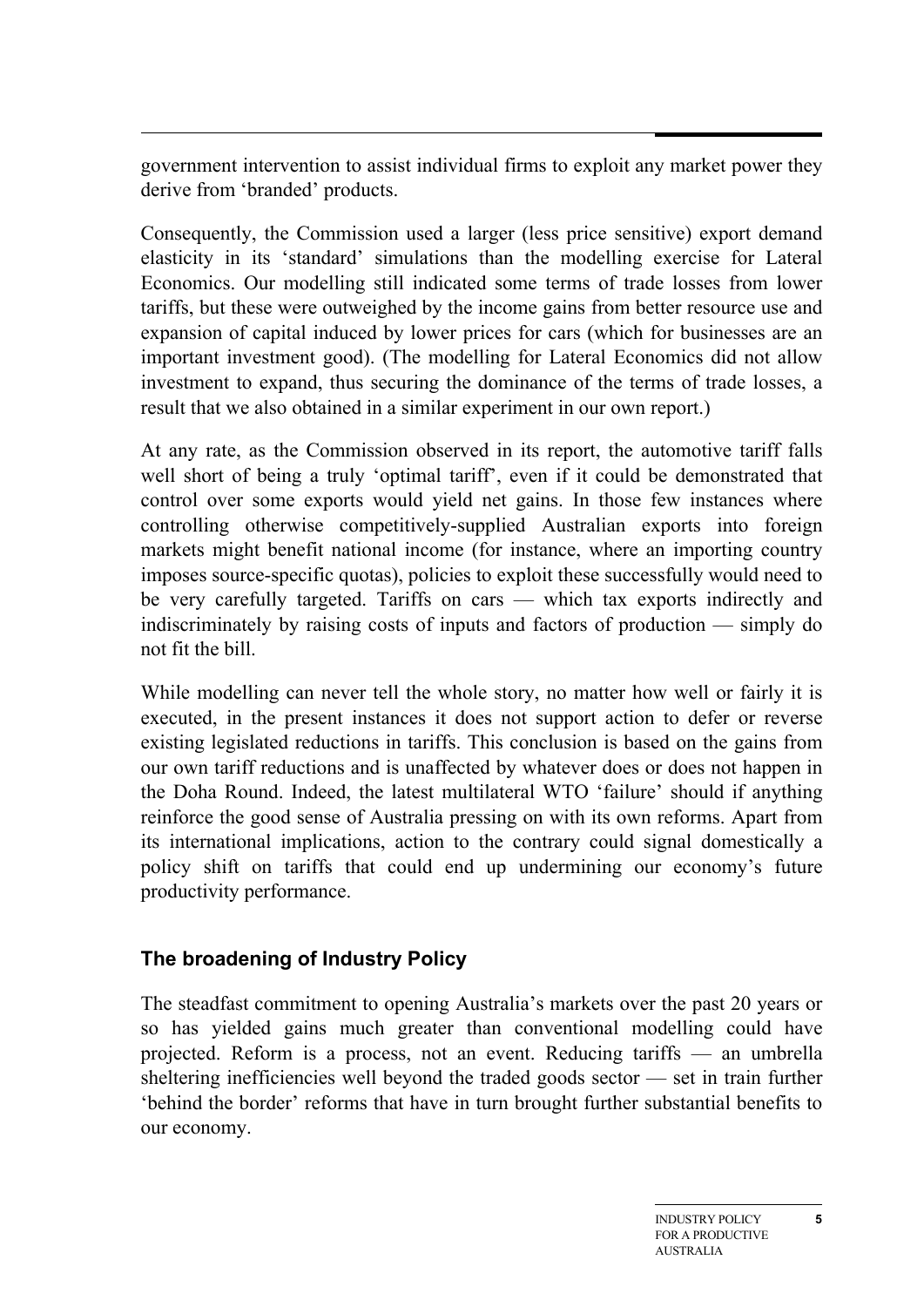government intervention to assist individual firms to exploit any market power they derive from 'branded' products.

Consequently, the Commission used a larger (less price sensitive) export demand elasticity in its 'standard' simulations than the modelling exercise for Lateral Economics. Our modelling still indicated some terms of trade losses from lower tariffs, but these were outweighed by the income gains from better resource use and expansion of capital induced by lower prices for cars (which for businesses are an important investment good). (The modelling for Lateral Economics did not allow investment to expand, thus securing the dominance of the terms of trade losses, a result that we also obtained in a similar experiment in our own report.)

At any rate, as the Commission observed in its report, the automotive tariff falls well short of being a truly 'optimal tariff', even if it could be demonstrated that control over some exports would yield net gains. In those few instances where controlling otherwise competitively-supplied Australian exports into foreign markets might benefit national income (for instance, where an importing country imposes source-specific quotas), policies to exploit these successfully would need to be very carefully targeted. Tariffs on cars — which tax exports indirectly and indiscriminately by raising costs of inputs and factors of production — simply do not fit the bill.

While modelling can never tell the whole story, no matter how well or fairly it is executed, in the present instances it does not support action to defer or reverse existing legislated reductions in tariffs. This conclusion is based on the gains from our own tariff reductions and is unaffected by whatever does or does not happen in the Doha Round. Indeed, the latest multilateral WTO 'failure' should if anything reinforce the good sense of Australia pressing on with its own reforms. Apart from its international implications, action to the contrary could signal domestically a policy shift on tariffs that could end up undermining our economy's future productivity performance.

## The broadening of Industry Policy

The steadfast commitment to opening Australia's markets over the past 20 years or so has yielded gains much greater than conventional modelling could have projected. Reform is a process, not an event. Reducing tariffs — an umbrella sheltering inefficiencies well beyond the traded goods sector — set in train further 'behind the border' reforms that have in turn brought further substantial benefits to our economy.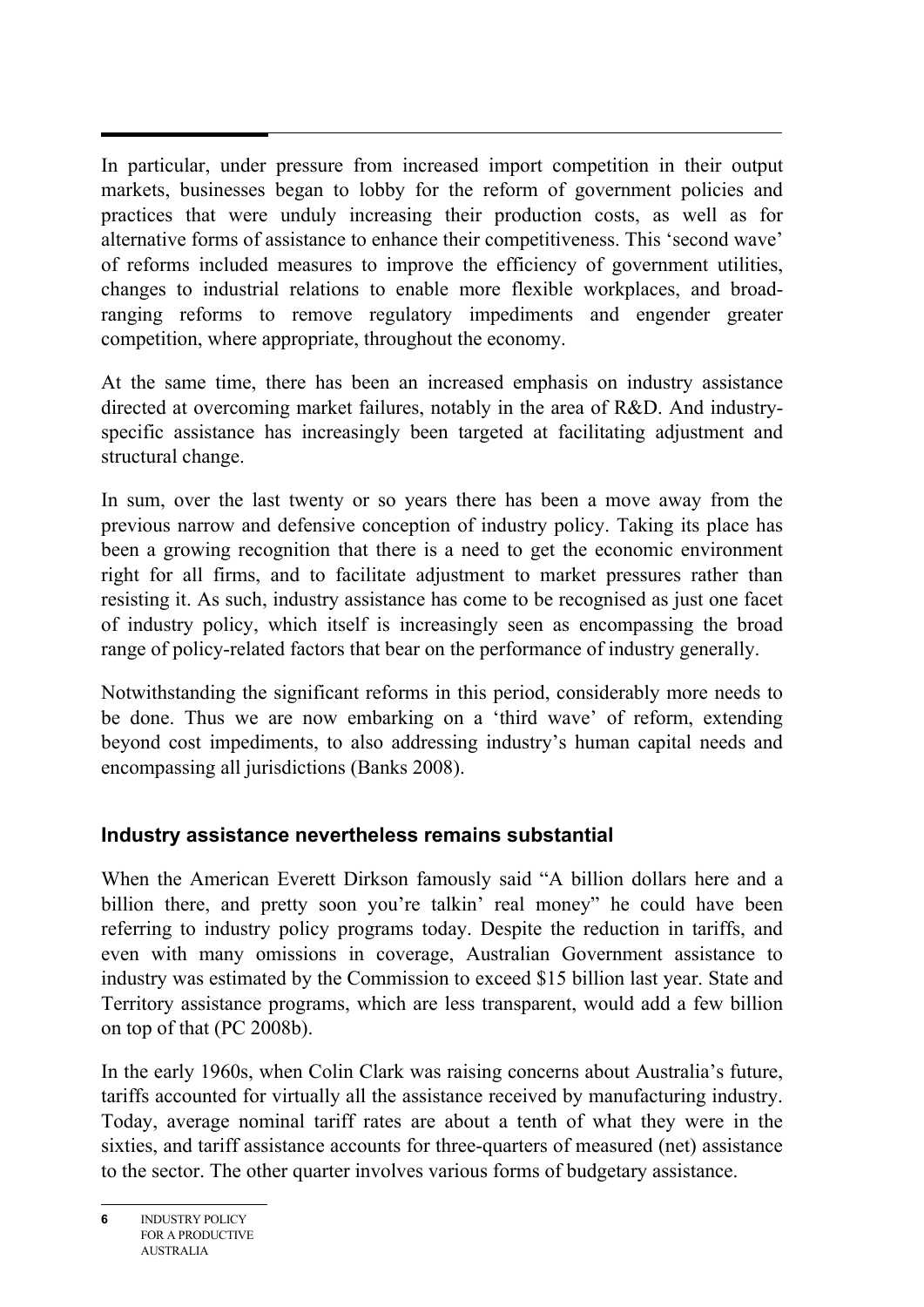In particular, under pressure from increased import competition in their output markets, businesses began to lobby for the reform of government policies and practices that were unduly increasing their production costs, as well as for alternative forms of assistance to enhance their competitiveness. This 'second wave' of reforms included measures to improve the efficiency of government utilities, changes to industrial relations to enable more flexible workplaces, and broad-ranging reforms to remove regulatory impediments and engender greater competition, where appropriate, throughout the economy.

At the same time, there has been an increased emphasis on industry assistance directed at overcoming market failures, notably in the area of R&D. And industry-specific assistance has increasingly been targeted at facilitating adjustment and structural change.

In sum, over the last twenty or so years there has been a move away from the previous narrow and defensive conception of industry policy. Taking its place has been a growing recognition that there is a need to get the economic environment right for all firms, and to facilitate adjustment to market pressures rather than resisting it. As such, industry assistance has come to be recognised as just one facet of industry policy, which itself is increasingly seen as encompassing the broad range of policy-related factors that bear on the performance of industry generally.

Notwithstanding the significant reforms in this period, considerably more needs to be done. Thus we are now embarking on a 'third wave' of reform, extending beyond cost impediments, to also addressing industry's human capital needs and encompassing all jurisdictions (Banks 2008).

### Industry assistance nevertheless remains substantial

When the American Everett Dirkson famously said "A billion dollars here and a billion there, and pretty soon you're talkin' real money" he could have been referring to industry policy programs today. Despite the reduction in tariffs, and even with many omissions in coverage, Australian Government assistance to industry was estimated by the Commission to exceed \$15 billion last year. State and Territory assistance programs, which are less transparent, would add a few billion on top of that (PC 2008b).

In the early 1960s, when Colin Clark was raising concerns about Australia's future, tariffs accounted for virtually all the assistance received by manufacturing industry. Today, average nominal tariff rates are about a tenth of what they were in the sixties, and tariff assistance accounts for three-quarters of measured (net) assistance to the sector. The other quarter involves various forms of budgetary assistance.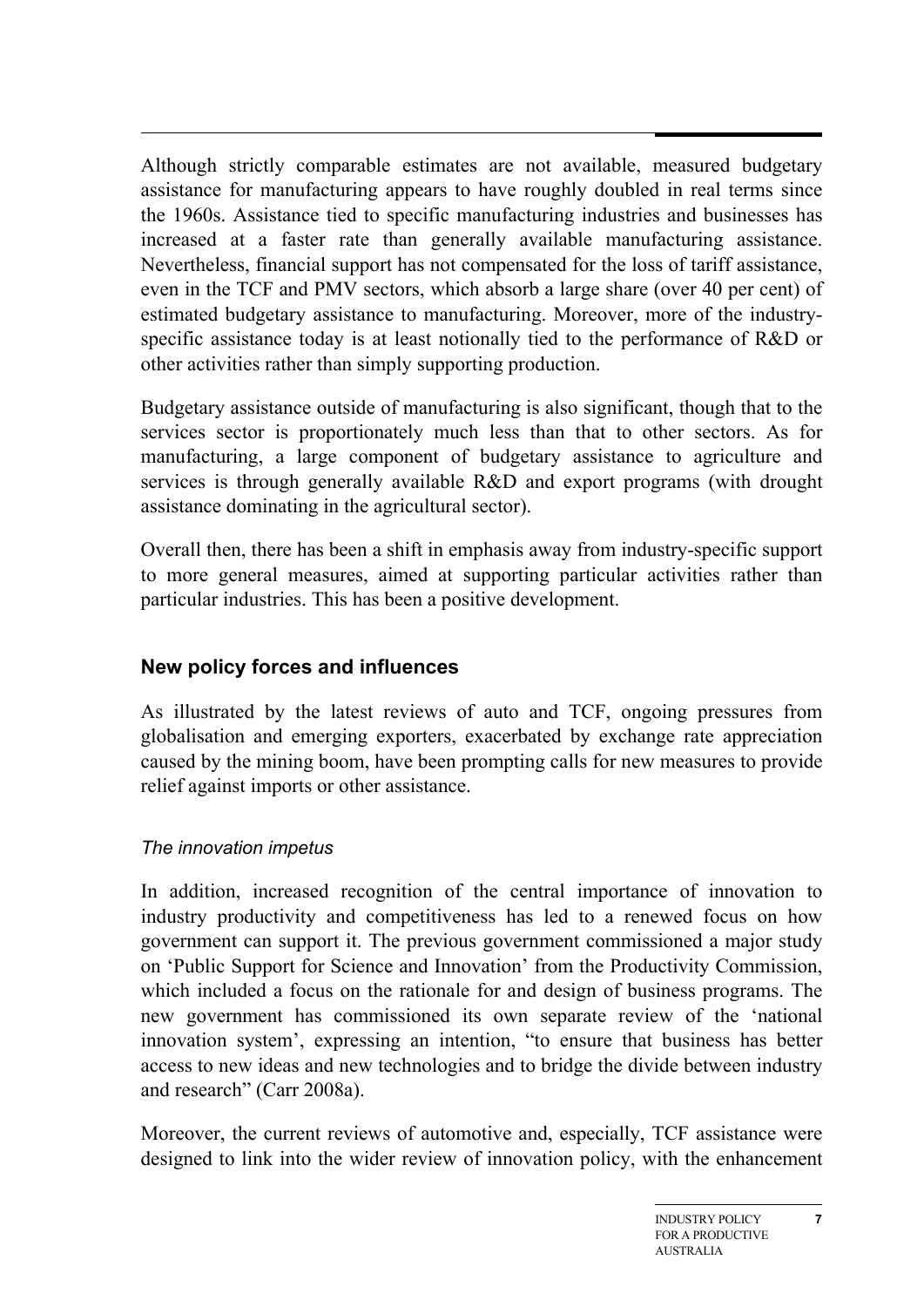Although strictly comparable estimates are not available, measured budgetary assistance for manufacturing appears to have roughly doubled in real terms since the 1960s. Assistance tied to specific manufacturing industries and businesses has increased at a faster rate than generally available manufacturing assistance. Nevertheless, financial support has not compensated for the loss of tariff assistance, even in the TCF and PMV sectors, which absorb a large share (over 40 per cent) of estimated budgetary assistance to manufacturing. Moreover, more of the industry-specific assistance today is at least notionally tied to the performance of R&D or other activities rather than simply supporting production.

Budgetary assistance outside of manufacturing is also significant, though that to the services sector is proportionately much less than that to other sectors. As for manufacturing, a large component of budgetary assistance to agriculture and services is through generally available R&D and export programs (with drought assistance dominating in the agricultural sector).

Overall then, there has been a shift in emphasis away from industry-specific support to more general measures, aimed at supporting particular activities rather than particular industries. This has been a positive development.

## New policy forces and influences

As illustrated by the latest reviews of auto and TCF, ongoing pressures from globalisation and emerging exporters, exacerbated by exchange rate appreciation caused by the mining boom, have been prompting calls for new measures to provide relief against imports or other assistance.

### *The innovation impetus*

In addition, increased recognition of the central importance of innovation to industry productivity and competitiveness has led to a renewed focus on how government can support it. The previous government commissioned a major study on 'Public Support for Science and Innovation' from the Productivity Commission, which included a focus on the rationale for and design of business programs. The new government has commissioned its own separate review of the 'national innovation system', expressing an intention, "to ensure that business has better access to new ideas and new technologies and to bridge the divide between industry and research" (Carr 2008a).

Moreover, the current reviews of automotive and, especially, TCF assistance were designed to link into the wider review of innovation policy, with the enhancement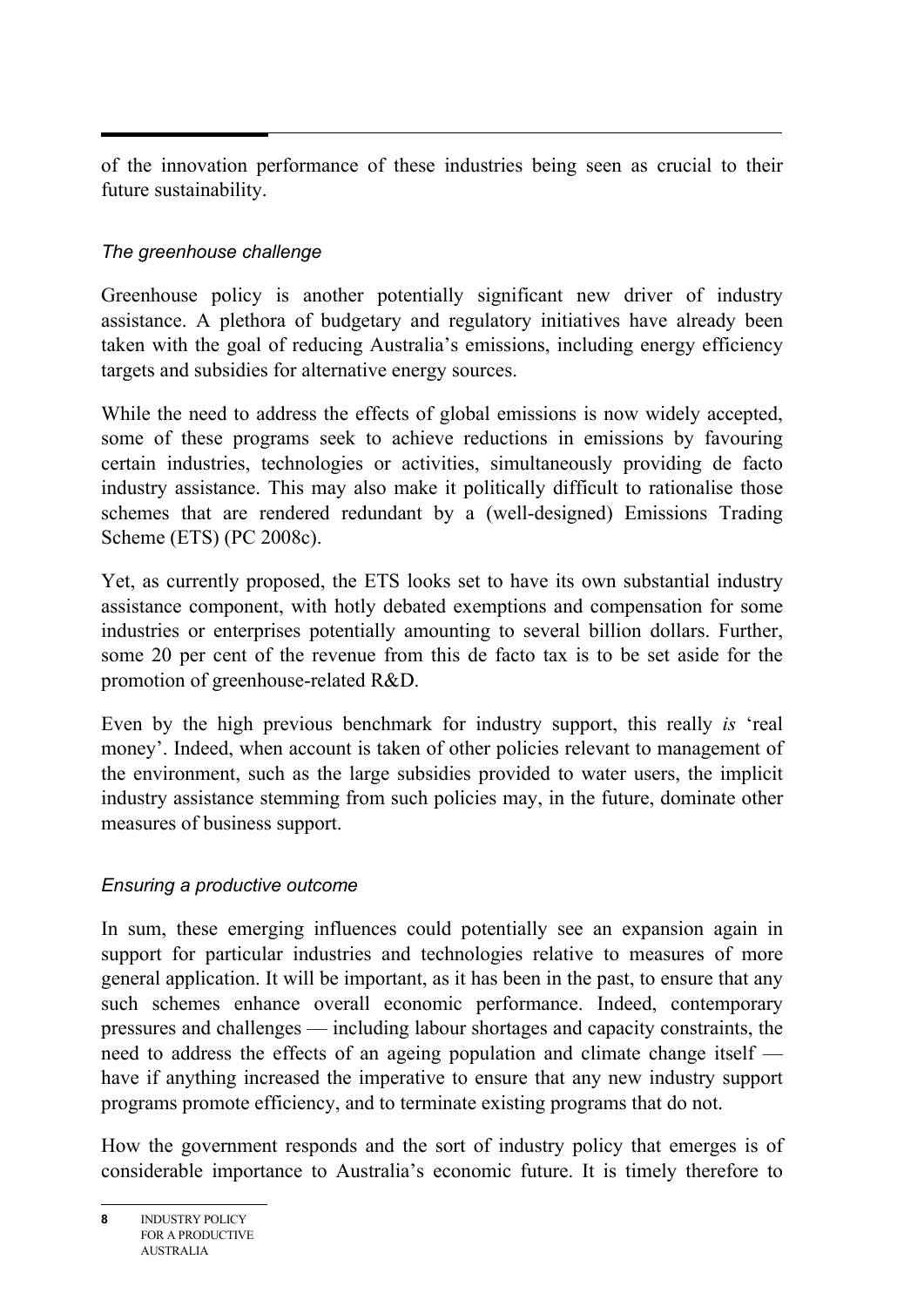of the innovation performance of these industries being seen as crucial to their future sustainability.

### *The greenhouse challenge*

Greenhouse policy is another potentially significant new driver of industry assistance. A plethora of budgetary and regulatory initiatives have already been taken with the goal of reducing Australia's emissions, including energy efficiency targets and subsidies for alternative energy sources.

While the need to address the effects of global emissions is now widely accepted, some of these programs seek to achieve reductions in emissions by favouring certain industries, technologies or activities, simultaneously providing de facto industry assistance. This may also make it politically difficult to rationalise those schemes that are rendered redundant by a (well-designed) Emissions Trading Scheme (ETS) (PC 2008c).

Yet, as currently proposed, the ETS looks set to have its own substantial industry assistance component, with hotly debated exemptions and compensation for some industries or enterprises potentially amounting to several billion dollars. Further, some 20 per cent of the revenue from this de facto tax is to be set aside for the promotion of greenhouse-related R&D.

Even by the high previous benchmark for industry support, this really *is* 'real money'. Indeed, when account is taken of other policies relevant to management of the environment, such as the large subsidies provided to water users, the implicit industry assistance stemming from such policies may, in the future, dominate other measures of business support.

### *Ensuring a productive outcome*

In sum, these emerging influences could potentially see an expansion again in support for particular industries and technologies relative to measures of more general application. It will be important, as it has been in the past, to ensure that any such schemes enhance overall economic performance. Indeed, contemporary pressures and challenges — including labour shortages and capacity constraints, the need to address the effects of an ageing population and climate change itself — have if anything increased the imperative to ensure that any new industry support programs promote efficiency, and to terminate existing programs that do not.

How the government responds and the sort of industry policy that emerges is of considerable importance to Australia's economic future. It is timely therefore to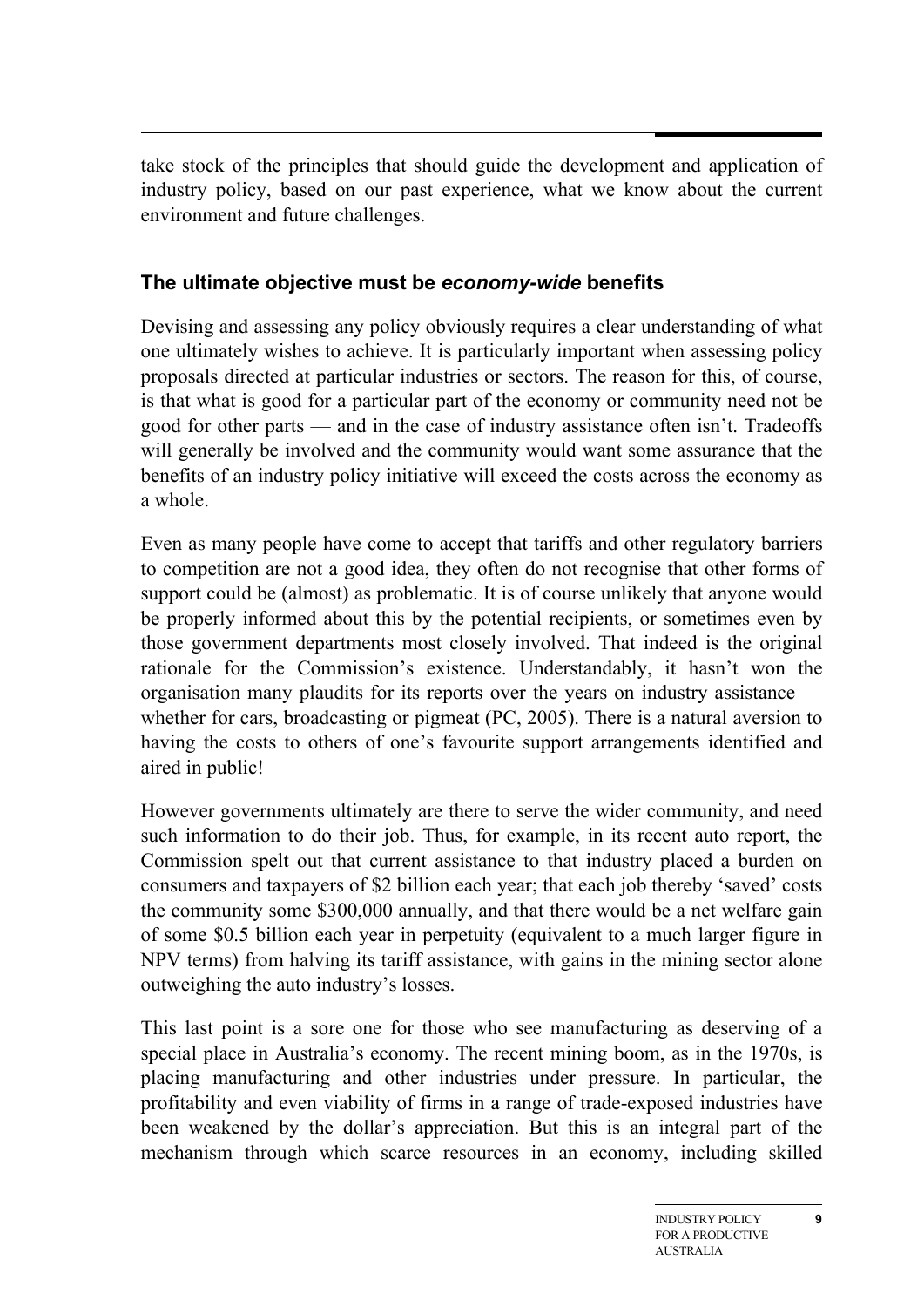take stock of the principles that should guide the development and application of industry policy, based on our past experience, what we know about the current environment and future challenges.

### The ultimate objective must be *economy-wide* benefits

Devising and assessing any policy obviously requires a clear understanding of what one ultimately wishes to achieve. It is particularly important when assessing policy proposals directed at particular industries or sectors. The reason for this, of course, is that what is good for a particular part of the economy or community need not be good for other parts — and in the case of industry assistance often isn't. Tradeoffs will generally be involved and the community would want some assurance that the benefits of an industry policy initiative will exceed the costs across the economy as a whole.

Even as many people have come to accept that tariffs and other regulatory barriers to competition are not a good idea, they often do not recognise that other forms of support could be (almost) as problematic. It is of course unlikely that anyone would be properly informed about this by the potential recipients, or sometimes even by those government departments most closely involved. That indeed is the original rationale for the Commission's existence. Understandably, it hasn't won the organisation many plaudits for its reports over the years on industry assistance — whether for cars, broadcasting or pigmeat (PC, 2005). There is a natural aversion to having the costs to others of one's favourite support arrangements identified and aired in public!

However governments ultimately are there to serve the wider community, and need such information to do their job. Thus, for example, in its recent auto report, the Commission spelt out that current assistance to that industry placed a burden on consumers and taxpayers of \$2 billion each year; that each job thereby 'saved' costs the community some \$300,000 annually, and that there would be a net welfare gain of some \$0.5 billion each year in perpetuity (equivalent to a much larger figure in NPV terms) from halving its tariff assistance, with gains in the mining sector alone outweighing the auto industry's losses.

This last point is a sore one for those who see manufacturing as deserving of a special place in Australia's economy. The recent mining boom, as in the 1970s, is placing manufacturing and other industries under pressure. In particular, the profitability and even viability of firms in a range of trade-exposed industries have been weakened by the dollar's appreciation. But this is an integral part of the mechanism through which scarce resources in an economy, including skilled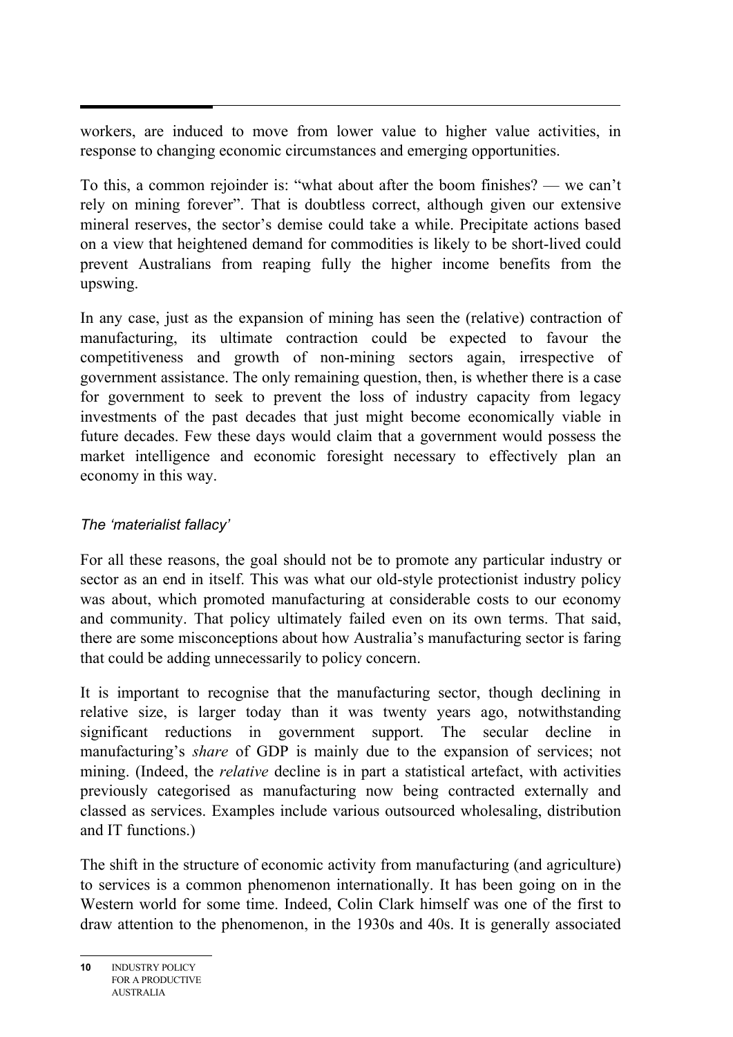workers, are induced to move from lower value to higher value activities, in response to changing economic circumstances and emerging opportunities.

To this, a common rejoinder is: "what about after the boom finishes? — we can't rely on mining forever". That is doubtless correct, although given our extensive mineral reserves, the sector's demise could take a while. Precipitate actions based on a view that heightened demand for commodities is likely to be short-lived could prevent Australians from reaping fully the higher income benefits from the upswing.

In any case, just as the expansion of mining has seen the (relative) contraction of manufacturing, its ultimate contraction could be expected to favour the competitiveness and growth of non-mining sectors again, irrespective of government assistance. The only remaining question, then, is whether there is a case for government to seek to prevent the loss of industry capacity from legacy investments of the past decades that just might become economically viable in future decades. Few these days would claim that a government would possess the market intelligence and economic foresight necessary to effectively plan an economy in this way.

### *The 'materialist fallacy'*

For all these reasons, the goal should not be to promote any particular industry or sector as an end in itself. This was what our old-style protectionist industry policy was about, which promoted manufacturing at considerable costs to our economy and community. That policy ultimately failed even on its own terms. That said, there are some misconceptions about how Australia's manufacturing sector is faring that could be adding unnecessarily to policy concern.

It is important to recognise that the manufacturing sector, though declining in relative size, is larger today than it was twenty years ago, notwithstanding significant reductions in government support. The secular decline in manufacturing's *share* of GDP is mainly due to the expansion of services; not mining. (Indeed, the *relative* decline is in part a statistical artefact, with activities previously categorised as manufacturing now being contracted externally and classed as services. Examples include various outsourced wholesaling, distribution and IT functions.)

The shift in the structure of economic activity from manufacturing (and agriculture) to services is a common phenomenon internationally. It has been going on in the Western world for some time. Indeed, Colin Clark himself was one of the first to draw attention to the phenomenon, in the 1930s and 40s. It is generally associated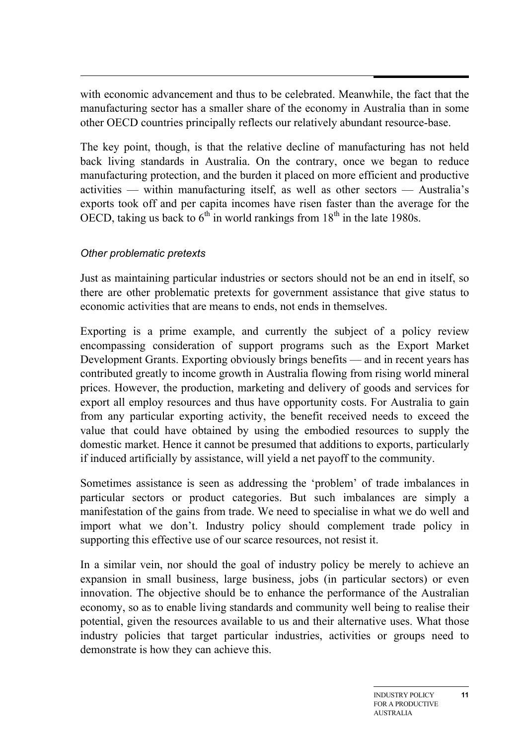with economic advancement and thus to be celebrated. Meanwhile, the fact that the manufacturing sector has a smaller share of the economy in Australia than in some other OECD countries principally reflects our relatively abundant resource-base.

The key point, though, is that the relative decline of manufacturing has not held back living standards in Australia. On the contrary, once we began to reduce manufacturing protection, and the burden it placed on more efficient and productive activities — within manufacturing itself, as well as other sectors — Australia's exports took off and per capita incomes have risen faster than the average for the OECD, taking us back to 6th in world rankings from 18th in the late 1980s.

### *Other problematic pretexts*

Just as maintaining particular industries or sectors should not be an end in itself, so there are other problematic pretexts for government assistance that give status to economic activities that are means to ends, not ends in themselves.

Exporting is a prime example, and currently the subject of a policy review encompassing consideration of support programs such as the Export Market Development Grants. Exporting obviously brings benefits — and in recent years has contributed greatly to income growth in Australia flowing from rising world mineral prices. However, the production, marketing and delivery of goods and services for export all employ resources and thus have opportunity costs. For Australia to gain from any particular exporting activity, the benefit received needs to exceed the value that could have obtained by using the embodied resources to supply the domestic market. Hence it cannot be presumed that additions to exports, particularly if induced artificially by assistance, will yield a net payoff to the community.

Sometimes assistance is seen as addressing the 'problem' of trade imbalances in particular sectors or product categories. But such imbalances are simply a manifestation of the gains from trade. We need to specialise in what we do well and import what we don't. Industry policy should complement trade policy in supporting this effective use of our scarce resources, not resist it.

In a similar vein, nor should the goal of industry policy be merely to achieve an expansion in small business, large business, jobs (in particular sectors) or even innovation. The objective should be to enhance the performance of the Australian economy, so as to enable living standards and community well being to realise their potential, given the resources available to us and their alternative uses. What those industry policies that target particular industries, activities or groups need to demonstrate is how they can achieve this.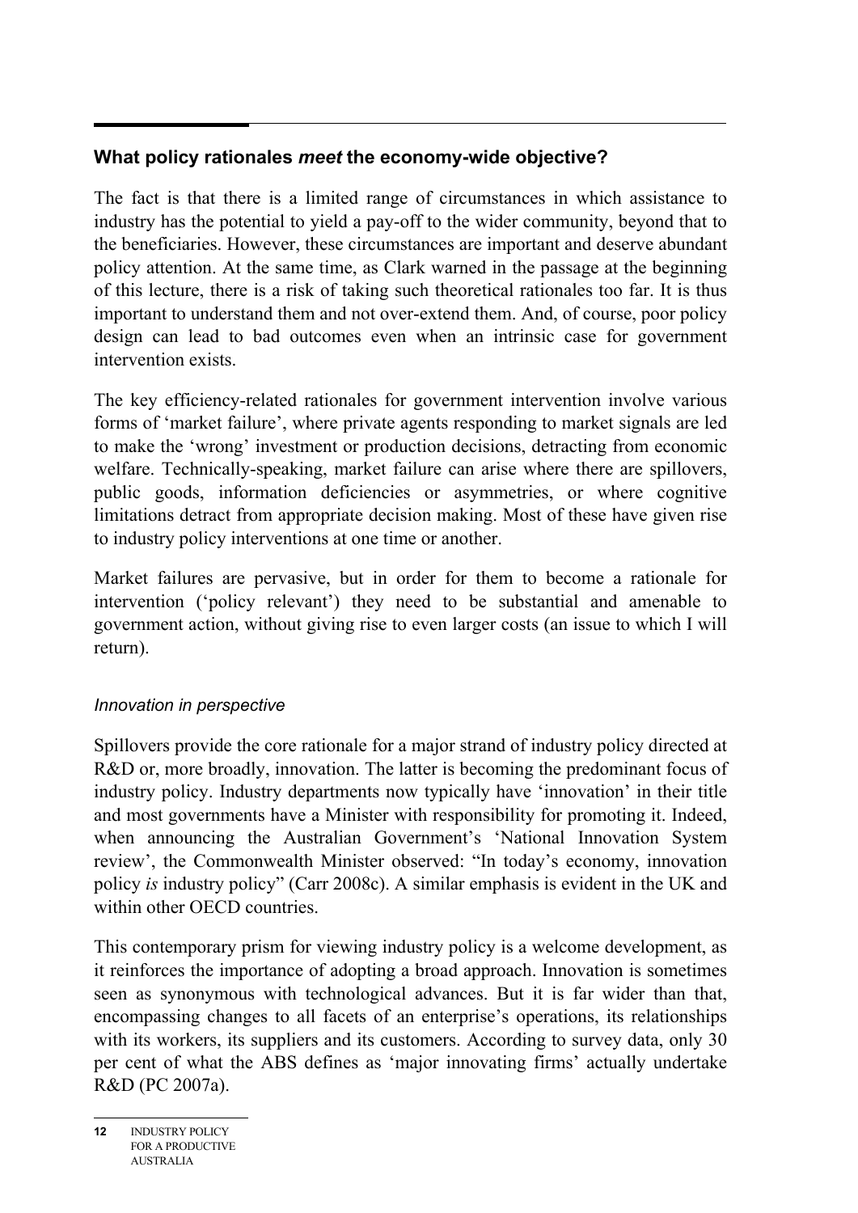## What policy rationales *meet* the economy-wide objective?

The fact is that there is a limited range of circumstances in which assistance to industry has the potential to yield a pay-off to the wider community, beyond that to the beneficiaries. However, these circumstances are important and deserve abundant policy attention. At the same time, as Clark warned in the passage at the beginning of this lecture, there is a risk of taking such theoretical rationales too far. It is thus important to understand them and not over-extend them. And, of course, poor policy design can lead to bad outcomes even when an intrinsic case for government intervention exists.

The key efficiency-related rationales for government intervention involve various forms of 'market failure', where private agents responding to market signals are led to make the 'wrong' investment or production decisions, detracting from economic welfare. Technically-speaking, market failure can arise where there are spillovers, public goods, information deficiencies or asymmetries, or where cognitive limitations detract from appropriate decision making. Most of these have given rise to industry policy interventions at one time or another.

Market failures are pervasive, but in order for them to become a rationale for intervention ('policy relevant') they need to be substantial and amenable to government action, without giving rise to even larger costs (an issue to which I will return).

### *Innovation in perspective*

Spillovers provide the core rationale for a major strand of industry policy directed at R&D or, more broadly, innovation. The latter is becoming the predominant focus of industry policy. Industry departments now typically have 'innovation' in their title and most governments have a Minister with responsibility for promoting it. Indeed, when announcing the Australian Government's 'National Innovation System review', the Commonwealth Minister observed: "In today's economy, innovation policy *is* industry policy" (Carr 2008c). A similar emphasis is evident in the UK and within other OECD countries.

This contemporary prism for viewing industry policy is a welcome development, as it reinforces the importance of adopting a broad approach. Innovation is sometimes seen as synonymous with technological advances. But it is far wider than that, encompassing changes to all facets of an enterprise's operations, its relationships with its workers, its suppliers and its customers. According to survey data, only 30 per cent of what the ABS defines as 'major innovating firms' actually undertake R&D (PC 2007a).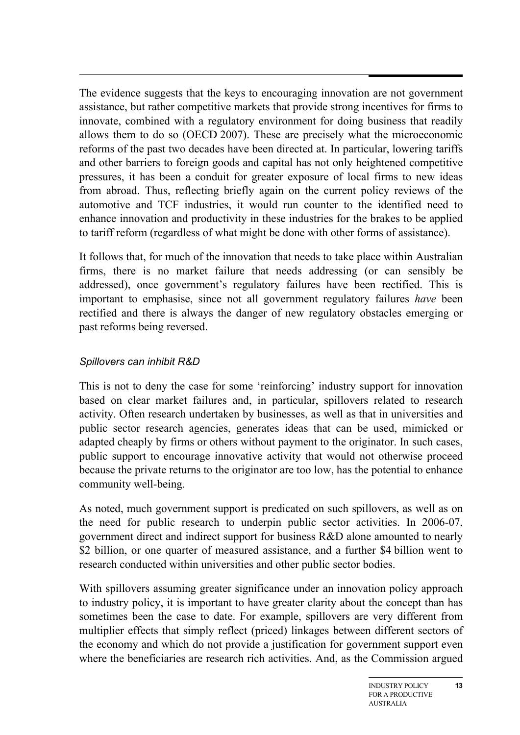The evidence suggests that the keys to encouraging innovation are not government assistance, but rather competitive markets that provide strong incentives for firms to innovate, combined with a regulatory environment for doing business that readily allows them to do so (OECD 2007). These are precisely what the microeconomic reforms of the past two decades have been directed at. In particular, lowering tariffs and other barriers to foreign goods and capital has not only heightened competitive pressures, it has been a conduit for greater exposure of local firms to new ideas from abroad. Thus, reflecting briefly again on the current policy reviews of the automotive and TCF industries, it would run counter to the identified need to enhance innovation and productivity in these industries for the brakes to be applied to tariff reform (regardless of what might be done with other forms of assistance).

It follows that, for much of the innovation that needs to take place within Australian firms, there is no market failure that needs addressing (or can sensibly be addressed), once government's regulatory failures have been rectified. This is important to emphasise, since not all government regulatory failures *have* been rectified and there is always the danger of new regulatory obstacles emerging or past reforms being reversed.

### *Spillovers can inhibit R&D*

This is not to deny the case for some 'reinforcing' industry support for innovation based on clear market failures and, in particular, spillovers related to research activity. Often research undertaken by businesses, as well as that in universities and public sector research agencies, generates ideas that can be used, mimicked or adapted cheaply by firms or others without payment to the originator. In such cases, public support to encourage innovative activity that would not otherwise proceed because the private returns to the originator are too low, has the potential to enhance community well-being.

As noted, much government support is predicated on such spillovers, as well as on the need for public research to underpin public sector activities. In 2006-07, government direct and indirect support for business R&D alone amounted to nearly \$2 billion, or one quarter of measured assistance, and a further \$4 billion went to research conducted within universities and other public sector bodies.

With spillovers assuming greater significance under an innovation policy approach to industry policy, it is important to have greater clarity about the concept than has sometimes been the case to date. For example, spillovers are very different from multiplier effects that simply reflect (priced) linkages between different sectors of the economy and which do not provide a justification for government support even where the beneficiaries are research rich activities. And, as the Commission argued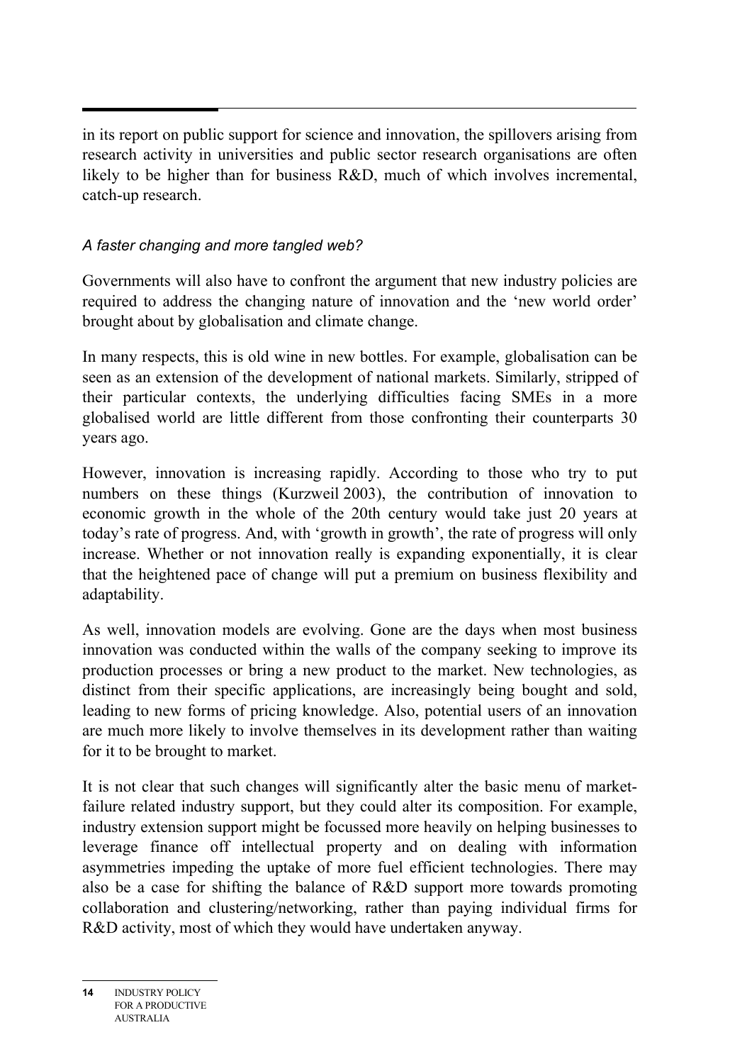in its report on public support for science and innovation, the spillovers arising from research activity in universities and public sector research organisations are often likely to be higher than for business R&D, much of which involves incremental, catch-up research.

*A faster changing and more tangled web?*

Governments will also have to confront the argument that new industry policies are required to address the changing nature of innovation and the 'new world order' brought about by globalisation and climate change.

In many respects, this is old wine in new bottles. For example, globalisation can be seen as an extension of the development of national markets. Similarly, stripped of their particular contexts, the underlying difficulties facing SMEs in a more globalised world are little different from those confronting their counterparts 30 years ago.

However, innovation is increasing rapidly. According to those who try to put numbers on these things (Kurzweil 2003), the contribution of innovation to economic growth in the whole of the 20th century would take just 20 years at today's rate of progress. And, with 'growth in growth', the rate of progress will only increase. Whether or not innovation really is expanding exponentially, it is clear that the heightened pace of change will put a premium on business flexibility and adaptability.

As well, innovation models are evolving. Gone are the days when most business innovation was conducted within the walls of the company seeking to improve its production processes or bring a new product to the market. New technologies, as distinct from their specific applications, are increasingly being bought and sold, leading to new forms of pricing knowledge. Also, potential users of an innovation are much more likely to involve themselves in its development rather than waiting for it to be brought to market.

It is not clear that such changes will significantly alter the basic menu of market-failure related industry support, but they could alter its composition. For example, industry extension support might be focussed more heavily on helping businesses to leverage finance off intellectual property and on dealing with information asymmetries impeding the uptake of more fuel efficient technologies. There may also be a case for shifting the balance of R&D support more towards promoting collaboration and clustering/networking, rather than paying individual firms for R&D activity, most of which they would have undertaken anyway.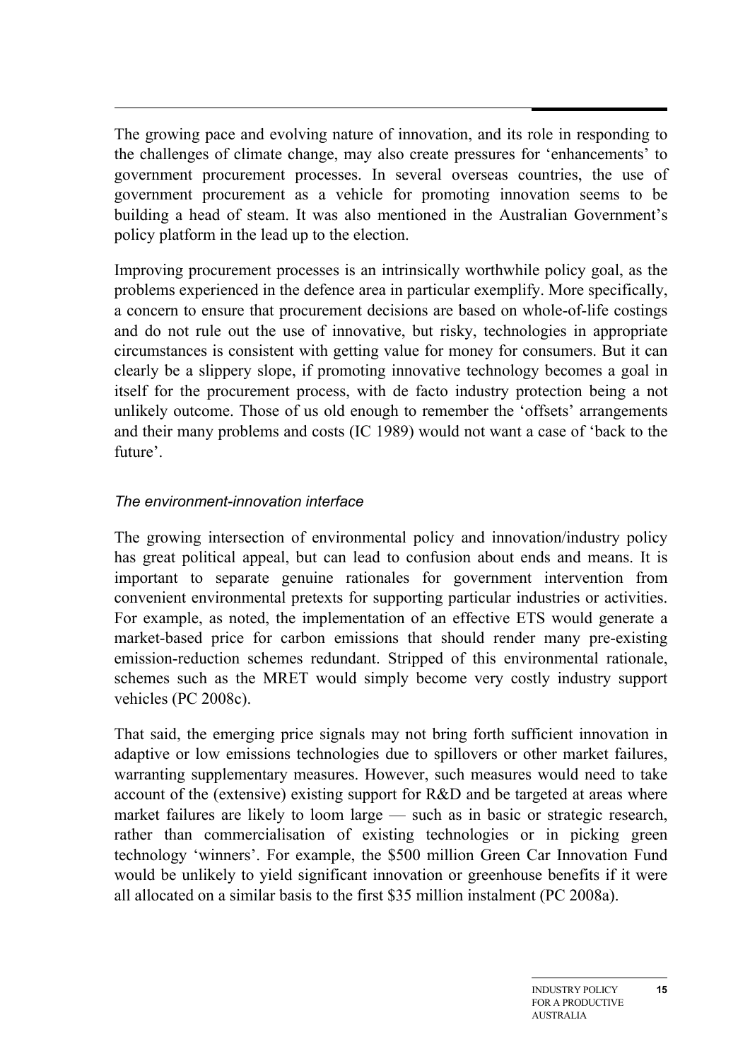The growing pace and evolving nature of innovation, and its role in responding to the challenges of climate change, may also create pressures for 'enhancements' to government procurement processes. In several overseas countries, the use of government procurement as a vehicle for promoting innovation seems to be building a head of steam. It was also mentioned in the Australian Government's policy platform in the lead up to the election.

Improving procurement processes is an intrinsically worthwhile policy goal, as the problems experienced in the defence area in particular exemplify. More specifically, a concern to ensure that procurement decisions are based on whole-of-life costings and do not rule out the use of innovative, but risky, technologies in appropriate circumstances is consistent with getting value for money for consumers. But it can clearly be a slippery slope, if promoting innovative technology becomes a goal in itself for the procurement process, with de facto industry protection being a not unlikely outcome. Those of us old enough to remember the 'offsets' arrangements and their many problems and costs (IC 1989) would not want a case of 'back to the future'.

### *The environment-innovation interface*

The growing intersection of environmental policy and innovation/industry policy has great political appeal, but can lead to confusion about ends and means. It is important to separate genuine rationales for government intervention from convenient environmental pretexts for supporting particular industries or activities. For example, as noted, the implementation of an effective ETS would generate a market-based price for carbon emissions that should render many pre-existing emission-reduction schemes redundant. Stripped of this environmental rationale, schemes such as the MRET would simply become very costly industry support vehicles (PC 2008c).

That said, the emerging price signals may not bring forth sufficient innovation in adaptive or low emissions technologies due to spillovers or other market failures, warranting supplementary measures. However, such measures would need to take account of the (extensive) existing support for R&D and be targeted at areas where market failures are likely to loom large — such as in basic or strategic research, rather than commercialisation of existing technologies or in picking green technology 'winners'. For example, the $500 million Green Car Innovation Fund would be unlikely to yield significant innovation or greenhouse benefits if it were all allocated on a similar basis to the first $35 million instalment (PC 2008a).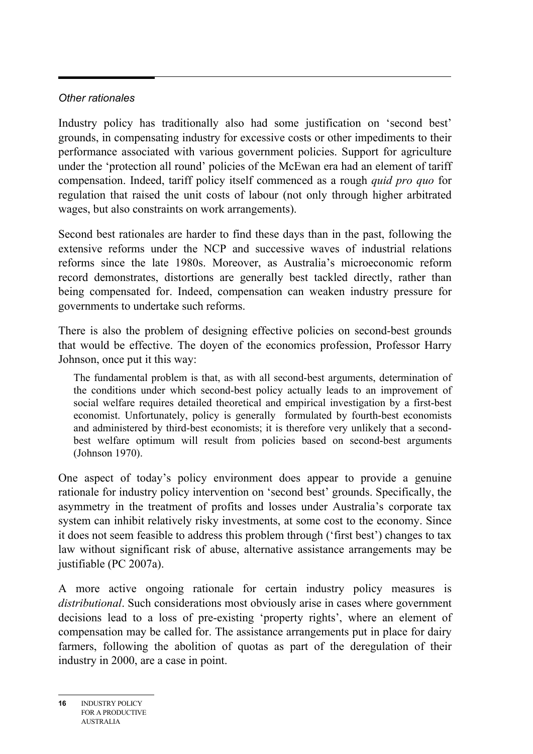*Other rationales*

Industry policy has traditionally also had some justification on 'second best' grounds, in compensating industry for excessive costs or other impediments to their performance associated with various government policies. Support for agriculture under the 'protection all round' policies of the McEwan era had an element of tariff compensation. Indeed, tariff policy itself commenced as a rough *quid pro quo* for regulation that raised the unit costs of labour (not only through higher arbitrated wages, but also constraints on work arrangements).

Second best rationales are harder to find these days than in the past, following the extensive reforms under the NCP and successive waves of industrial relations reforms since the late 1980s. Moreover, as Australia's microeconomic reform record demonstrates, distortions are generally best tackled directly, rather than being compensated for. Indeed, compensation can weaken industry pressure for governments to undertake such reforms.

There is also the problem of designing effective policies on second-best grounds that would be effective. The doyen of the economics profession, Professor Harry Johnson, once put it this way:

> The fundamental problem is that, as with all second-best arguments, determination of the conditions under which second-best policy actually leads to an improvement of social welfare requires detailed theoretical and empirical investigation by a first-best economist. Unfortunately, policy is generally formulated by fourth-best economists and administered by third-best economists; it is therefore very unlikely that a second-best welfare optimum will result from policies based on second-best arguments (Johnson 1970).

One aspect of today's policy environment does appear to provide a genuine rationale for industry policy intervention on 'second best' grounds. Specifically, the asymmetry in the treatment of profits and losses under Australia's corporate tax system can inhibit relatively risky investments, at some cost to the economy. Since it does not seem feasible to address this problem through ('first best') changes to tax law without significant risk of abuse, alternative assistance arrangements may be justifiable (PC 2007a).

A more active ongoing rationale for certain industry policy measures is *distributional*. Such considerations most obviously arise in cases where government decisions lead to a loss of pre-existing 'property rights', where an element of compensation may be called for. The assistance arrangements put in place for dairy farmers, following the abolition of quotas as part of the deregulation of their industry in 2000, are a case in point.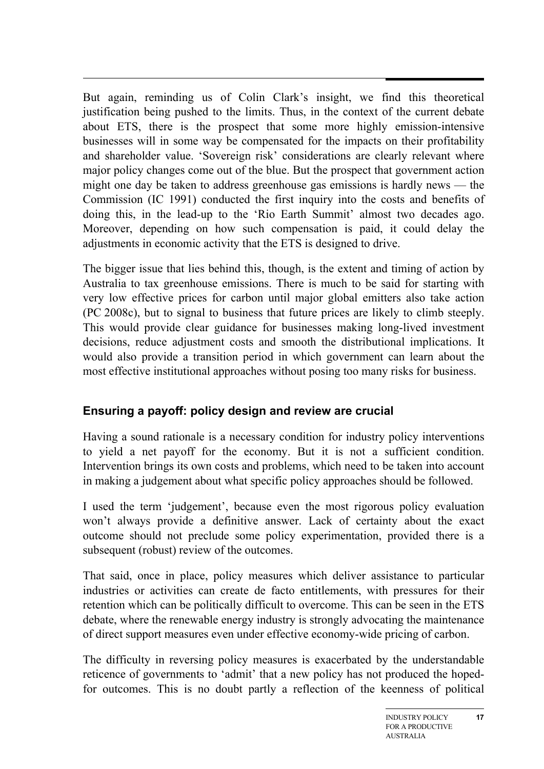But again, reminding us of Colin Clark's insight, we find this theoretical justification being pushed to the limits. Thus, in the context of the current debate about ETS, there is the prospect that some more highly emission-intensive businesses will in some way be compensated for the impacts on their profitability and shareholder value. 'Sovereign risk' considerations are clearly relevant where major policy changes come out of the blue. But the prospect that government action might one day be taken to address greenhouse gas emissions is hardly news — the Commission (IC 1991) conducted the first inquiry into the costs and benefits of doing this, in the lead-up to the 'Rio Earth Summit' almost two decades ago. Moreover, depending on how such compensation is paid, it could delay the adjustments in economic activity that the ETS is designed to drive.

The bigger issue that lies behind this, though, is the extent and timing of action by Australia to tax greenhouse emissions. There is much to be said for starting with very low effective prices for carbon until major global emitters also take action (PC 2008c), but to signal to business that future prices are likely to climb steeply. This would provide clear guidance for businesses making long-lived investment decisions, reduce adjustment costs and smooth the distributional implications. It would also provide a transition period in which government can learn about the most effective institutional approaches without posing too many risks for business.

## Ensuring a payoff: policy design and review are crucial

Having a sound rationale is a necessary condition for industry policy interventions to yield a net payoff for the economy. But it is not a sufficient condition. Intervention brings its own costs and problems, which need to be taken into account in making a judgement about what specific policy approaches should be followed.

I used the term 'judgement', because even the most rigorous policy evaluation won't always provide a definitive answer. Lack of certainty about the exact outcome should not preclude some policy experimentation, provided there is a subsequent (robust) review of the outcomes.

That said, once in place, policy measures which deliver assistance to particular industries or activities can create de facto entitlements, with pressures for their retention which can be politically difficult to overcome. This can be seen in the ETS debate, where the renewable energy industry is strongly advocating the maintenance of direct support measures even under effective economy-wide pricing of carbon.

The difficulty in reversing policy measures is exacerbated by the understandable reticence of governments to 'admit' that a new policy has not produced the hoped-for outcomes. This is no doubt partly a reflection of the keenness of political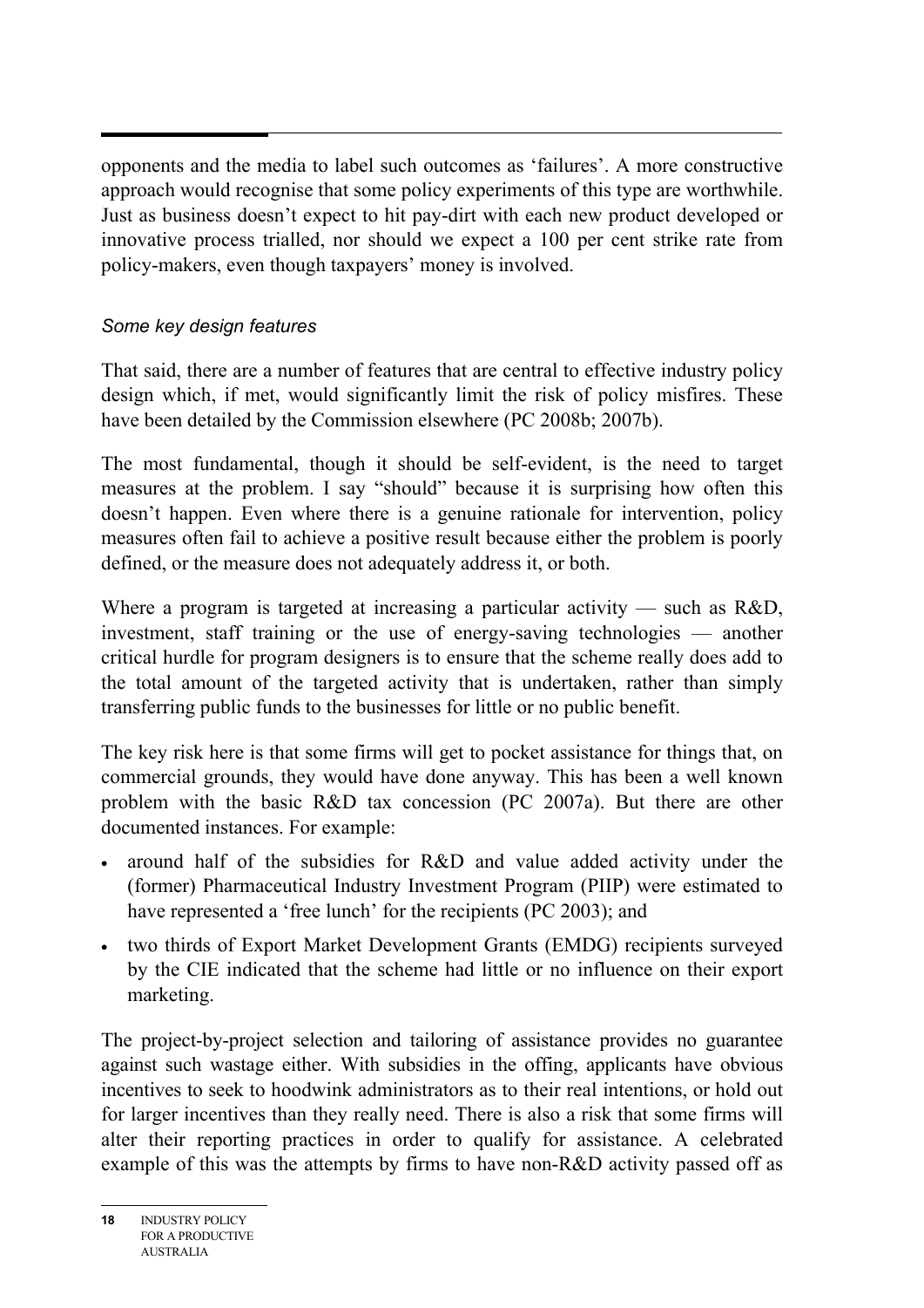opponents and the media to label such outcomes as 'failures'. A more constructive approach would recognise that some policy experiments of this type are worthwhile. Just as business doesn't expect to hit pay-dirt with each new product developed or innovative process trialled, nor should we expect a 100 per cent strike rate from policy-makers, even though taxpayers' money is involved.

### *Some key design features*

That said, there are a number of features that are central to effective industry policy design which, if met, would significantly limit the risk of policy misfires. These have been detailed by the Commission elsewhere (PC 2008b; 2007b).

The most fundamental, though it should be self-evident, is the need to target measures at the problem. I say "should" because it is surprising how often this doesn't happen. Even where there is a genuine rationale for intervention, policy measures often fail to achieve a positive result because either the problem is poorly defined, or the measure does not adequately address it, or both.

Where a program is targeted at increasing a particular activity — such as R&D, investment, staff training or the use of energy-saving technologies — another critical hurdle for program designers is to ensure that the scheme really does add to the total amount of the targeted activity that is undertaken, rather than simply transferring public funds to the businesses for little or no public benefit.

The key risk here is that some firms will get to pocket assistance for things that, on commercial grounds, they would have done anyway. This has been a well known problem with the basic R&D tax concession (PC 2007a). But there are other documented instances. For example:

- around half of the subsidies for R&D and value added activity under the (former) Pharmaceutical Industry Investment Program (PIIP) were estimated to have represented a 'free lunch' for the recipients (PC 2003); and
- two thirds of Export Market Development Grants (EMDG) recipients surveyed by the CIE indicated that the scheme had little or no influence on their export marketing.

The project-by-project selection and tailoring of assistance provides no guarantee against such wastage either. With subsidies in the offing, applicants have obvious incentives to seek to hoodwink administrators as to their real intentions, or hold out for larger incentives than they really need. There is also a risk that some firms will alter their reporting practices in order to qualify for assistance. A celebrated example of this was the attempts by firms to have non-R&D activity passed off as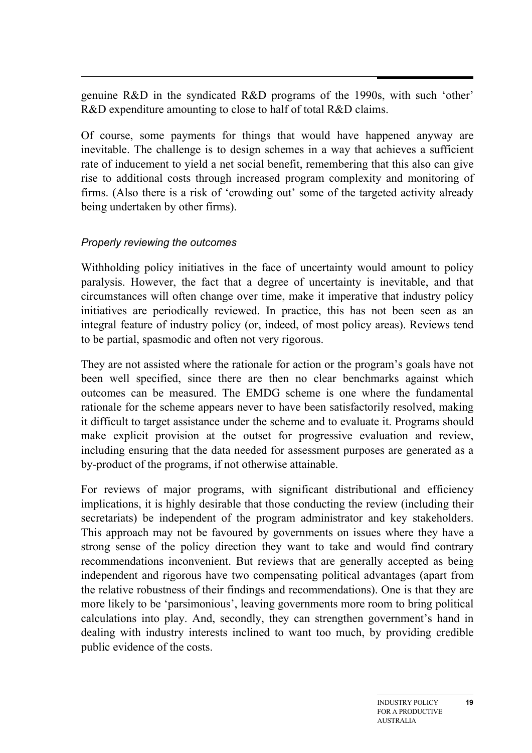genuine R&D in the syndicated R&D programs of the 1990s, with such 'other' R&D expenditure amounting to close to half of total R&D claims.

Of course, some payments for things that would have happened anyway are inevitable. The challenge is to design schemes in a way that achieves a sufficient rate of inducement to yield a net social benefit, remembering that this also can give rise to additional costs through increased program complexity and monitoring of firms. (Also there is a risk of 'crowding out' some of the targeted activity already being undertaken by other firms).

*Properly reviewing the outcomes*

Withholding policy initiatives in the face of uncertainty would amount to policy paralysis. However, the fact that a degree of uncertainty is inevitable, and that circumstances will often change over time, make it imperative that industry policy initiatives are periodically reviewed. In practice, this has not been seen as an integral feature of industry policy (or, indeed, of most policy areas). Reviews tend to be partial, spasmodic and often not very rigorous.

They are not assisted where the rationale for action or the program's goals have not been well specified, since there are then no clear benchmarks against which outcomes can be measured. The EMDG scheme is one where the fundamental rationale for the scheme appears never to have been satisfactorily resolved, making it difficult to target assistance under the scheme and to evaluate it. Programs should make explicit provision at the outset for progressive evaluation and review, including ensuring that the data needed for assessment purposes are generated as a by-product of the programs, if not otherwise attainable.

For reviews of major programs, with significant distributional and efficiency implications, it is highly desirable that those conducting the review (including their secretariats) be independent of the program administrator and key stakeholders. This approach may not be favoured by governments on issues where they have a strong sense of the policy direction they want to take and would find contrary recommendations inconvenient. But reviews that are generally accepted as being independent and rigorous have two compensating political advantages (apart from the relative robustness of their findings and recommendations). One is that they are more likely to be 'parsimonious', leaving governments more room to bring political calculations into play. And, secondly, they can strengthen government's hand in dealing with industry interests inclined to want too much, by providing credible public evidence of the costs.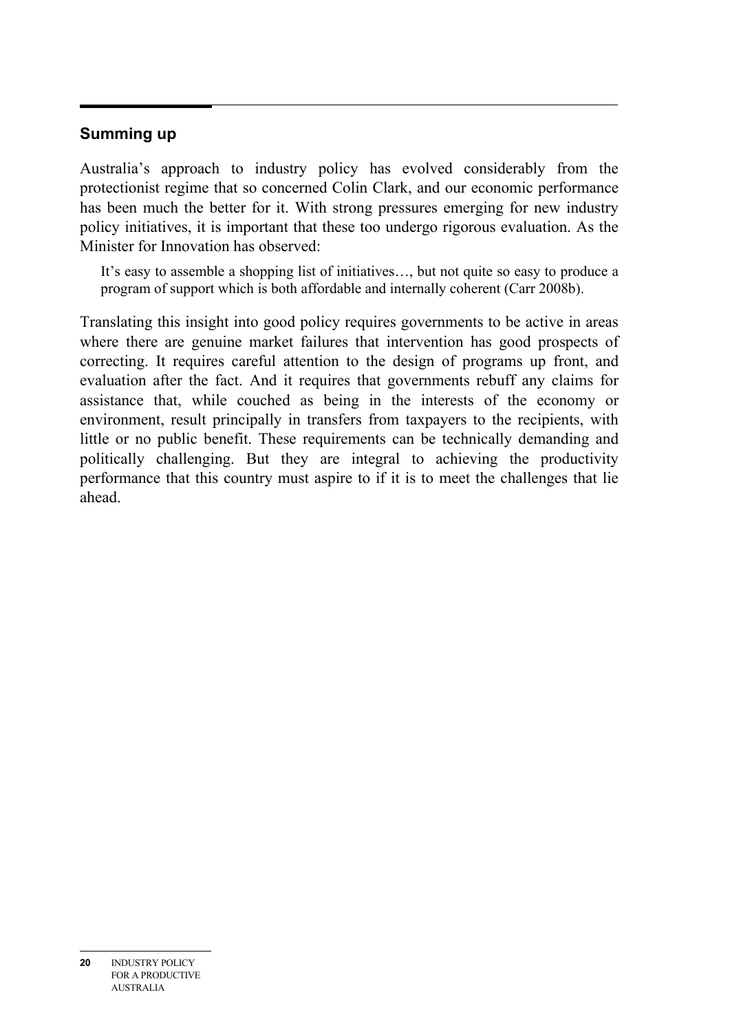## Summing up

Australia's approach to industry policy has evolved considerably from the protectionist regime that so concerned Colin Clark, and our economic performance has been much the better for it. With strong pressures emerging for new industry policy initiatives, it is important that these too undergo rigorous evaluation. As the Minister for Innovation has observed:

> It's easy to assemble a shopping list of initiatives…, but not quite so easy to produce a program of support which is both affordable and internally coherent (Carr 2008b).

Translating this insight into good policy requires governments to be active in areas where there are genuine market failures that intervention has good prospects of correcting. It requires careful attention to the design of programs up front, and evaluation after the fact. And it requires that governments rebuff any claims for assistance that, while couched as being in the interests of the economy or environment, result principally in transfers from taxpayers to the recipients, with little or no public benefit. These requirements can be technically demanding and politically challenging. But they are integral to achieving the productivity performance that this country must aspire to if it is to meet the challenges that lie ahead.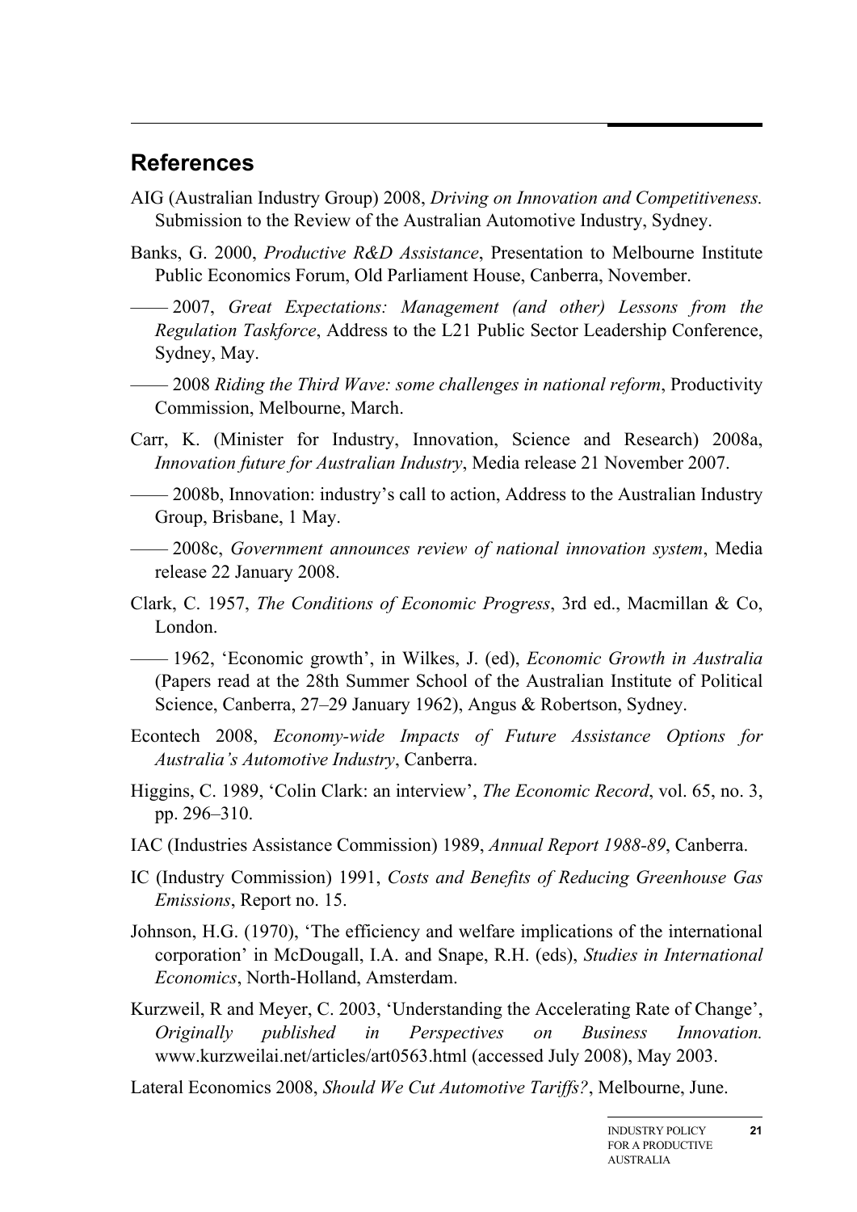## References

AIG (Australian Industry Group) 2008, *Driving on Innovation and Competitiveness.* Submission to the Review of the Australian Automotive Industry, Sydney.

Banks, G. 2000, *Productive R&D Assistance*, Presentation to Melbourne Institute Public Economics Forum, Old Parliament House, Canberra, November.

—— 2007, *Great Expectations: Management (and other) Lessons from the Regulation Taskforce*, Address to the L21 Public Sector Leadership Conference, Sydney, May.

—— 2008 *Riding the Third Wave: some challenges in national reform*, Productivity Commission, Melbourne, March.

Carr, K. (Minister for Industry, Innovation, Science and Research) 2008a, *Innovation future for Australian Industry*, Media release 21 November 2007.

—— 2008b, Innovation: industry's call to action, Address to the Australian Industry Group, Brisbane, 1 May.

—— 2008c, *Government announces review of national innovation system*, Media release 22 January 2008.

Clark, C. 1957, *The Conditions of Economic Progress*, 3rd ed., Macmillan & Co, London.

—— 1962, 'Economic growth', in Wilkes, J. (ed), *Economic Growth in Australia* (Papers read at the 28th Summer School of the Australian Institute of Political Science, Canberra, 27–29 January 1962), Angus & Robertson, Sydney.

Econtech 2008, *Economy-wide Impacts of Future Assistance Options for Australia's Automotive Industry*, Canberra.

Higgins, C. 1989, 'Colin Clark: an interview', *The Economic Record*, vol. 65, no. 3, pp. 296–310.

IAC (Industries Assistance Commission) 1989, *Annual Report 1988-89*, Canberra.

IC (Industry Commission) 1991, *Costs and Benefits of Reducing Greenhouse Gas Emissions*, Report no. 15.

Johnson, H.G. (1970), 'The efficiency and welfare implications of the international corporation' in McDougall, I.A. and Snape, R.H. (eds), *Studies in International Economics*, North-Holland, Amsterdam.

Kurzweil, R and Meyer, C. 2003, 'Understanding the Accelerating Rate of Change', *Originally published in Perspectives on Business Innovation.* www.kurzweilai.net/articles/art0563.html (accessed July 2008), May 2003.

Lateral Economics 2008, *Should We Cut Automotive Tariffs?*, Melbourne, June.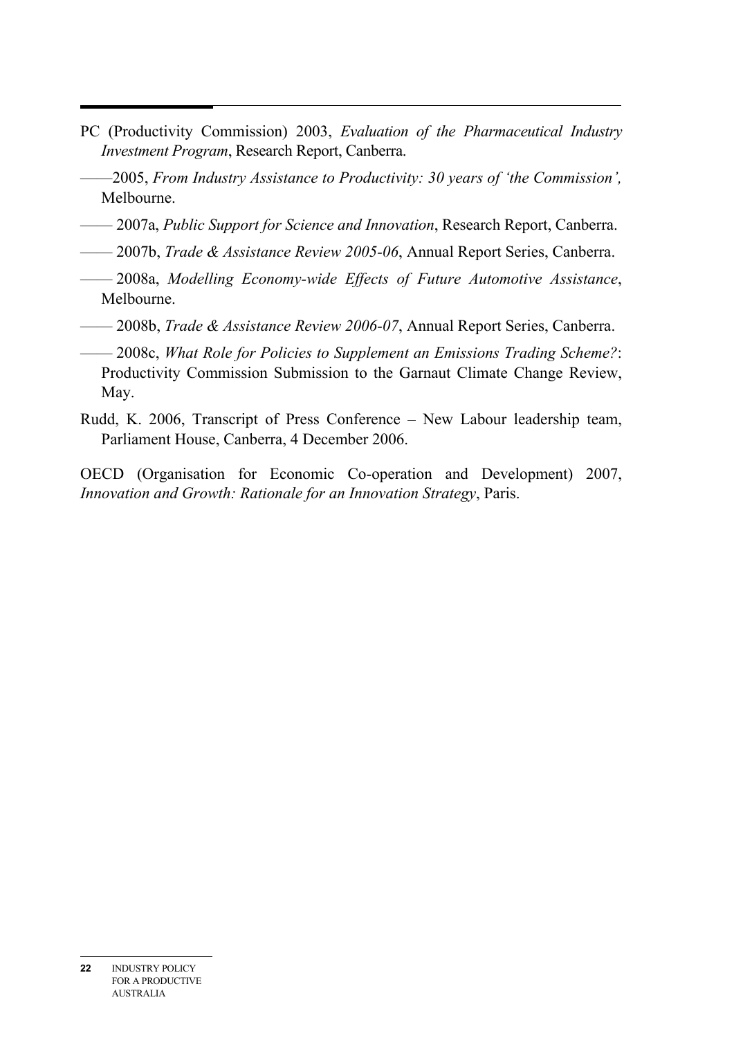PC (Productivity Commission) 2003, *Evaluation of the Pharmaceutical Industry Investment Program*, Research Report, Canberra.

——2005, *From Industry Assistance to Productivity: 30 years of 'the Commission',* Melbourne.

—— 2007a, *Public Support for Science and Innovation*, Research Report, Canberra.

—— 2007b, *Trade & Assistance Review 2005-06*, Annual Report Series, Canberra.

—— 2008a, *Modelling Economy-wide Effects of Future Automotive Assistance*, Melbourne.

—— 2008b, *Trade & Assistance Review 2006-07*, Annual Report Series, Canberra.

—— 2008c, *What Role for Policies to Supplement an Emissions Trading Scheme?*: Productivity Commission Submission to the Garnaut Climate Change Review, May.

Rudd, K. 2006, Transcript of Press Conference – New Labour leadership team, Parliament House, Canberra, 4 December 2006.

OECD (Organisation for Economic Co-operation and Development) 2007, *Innovation and Growth: Rationale for an Innovation Strategy*, Paris.